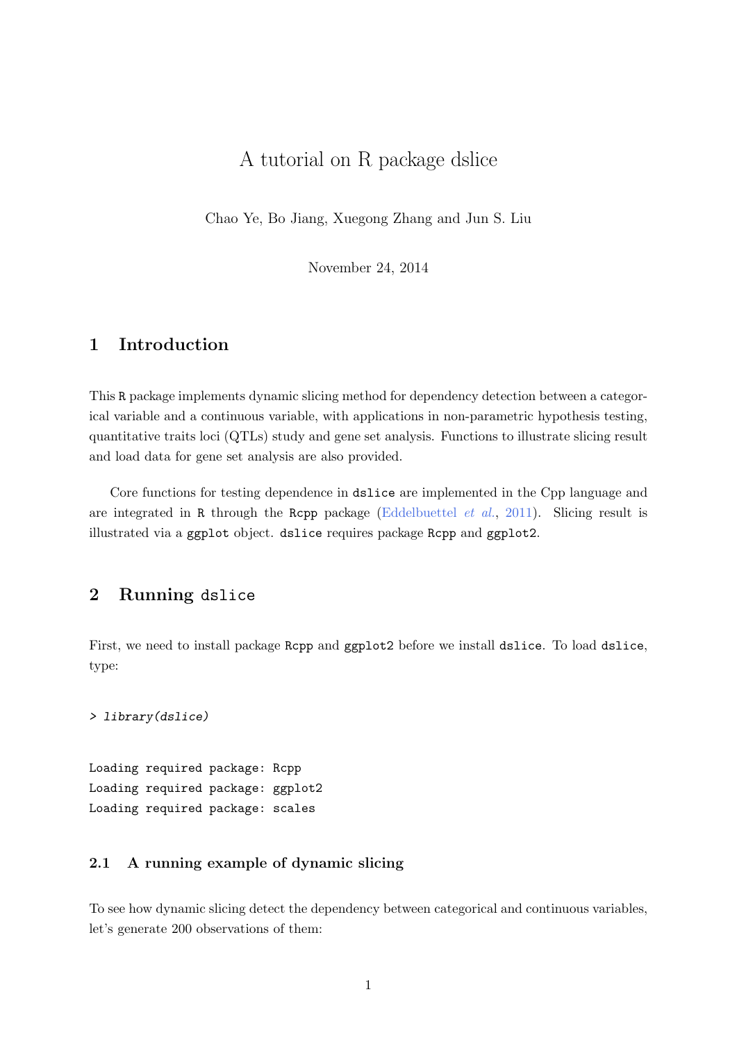# A tutorial on R package dslice

Chao Ye, Bo Jiang, Xuegong Zhang and Jun S. Liu

November 24, 2014

## 1 Introduction

This R package implements dynamic slicing method for dependency detection between a categorical variable and a continuous variable, with applications in non-parametric hypothesis testing, quantitative traits loci (QTLs) study and gene set analysis. Functions to illustrate slicing result and load data for gene set analysis are also provided.

Core functions for testing dependence in dslice are implemented in the Cpp language and are integrated in R through the Rcpp package (Eddelbuettel *et al.*, 2011). Slicing result is illustrated via a ggplot object. dslice requires package Rcpp and ggplot2.

## 2 Running dslice

First, we need to install package Rcpp and ggplot2 before we install dslice. To load dslice, type:

```
> library(dslice)
```

```
Loading required package: Rcpp
Loading required package: ggplot2
Loading required package: scales
```

### 2.1 A running example of dynamic slicing

To see how dynamic slicing detect the dependency between categorical and continuous variables, let's generate 200 observations of them: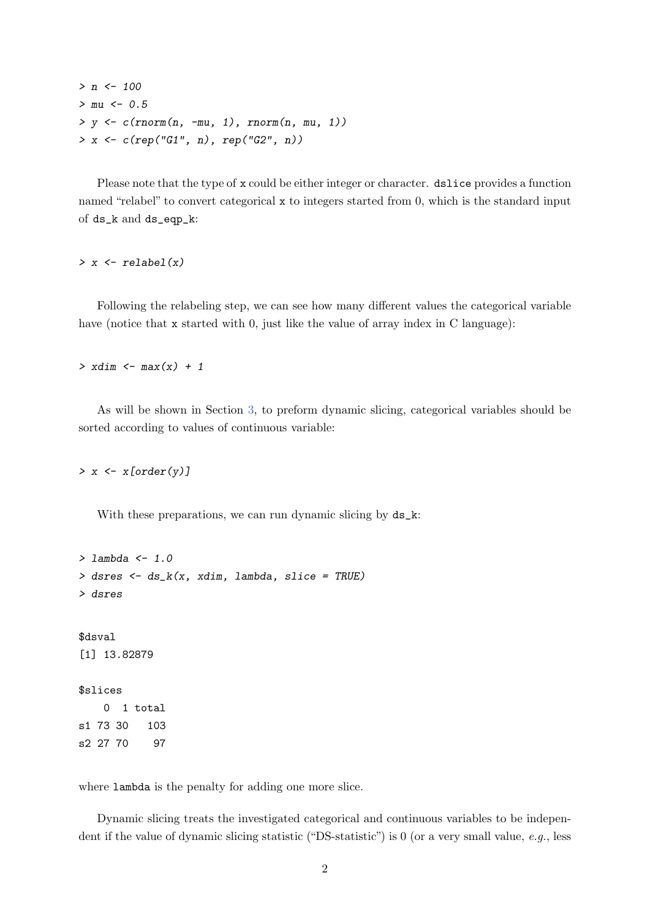```
> n <- 100
> mu <- 0.5
> y <- c(rnorm(n, -mu, 1), rnorm(n, mu, 1))
> x <- c(rep("G1", n), rep("G2", n))
```

Please note that the type of `x` could be either integer or character. `dslice` provides a function named "relabel" to convert categorical `x` to integers started from 0, which is the standard input of `ds_k` and `ds_eqp_k`:

```
> x <- relabel(x)
```

Following the relabeling step, we can see how many different values the categorical variable have (notice that `x` started with 0, just like the value of array index in C language):

```
> xdim <- max(x) + 1
```

As will be shown in Section 3, to preform dynamic slicing, categorical variables should be sorted according to values of continuous variable:

```
> x <- x[order(y)]
```

With these preparations, we can run dynamic slicing by `ds_k`:

```
> lambda <- 1.0
> dsres <- ds_k(x, xdim, lambda, slice = TRUE)
> dsres

$dsval
[1] 13.82879

$slices
    0  1 total
s1 73 30   103
s2 27 70    97
```

where `lambda` is the penalty for adding one more slice.

Dynamic slicing treats the investigated categorical and continuous variables to be independent if the value of dynamic slicing statistic ("DS-statistic") is 0 (or a very small value, *e.g.*, less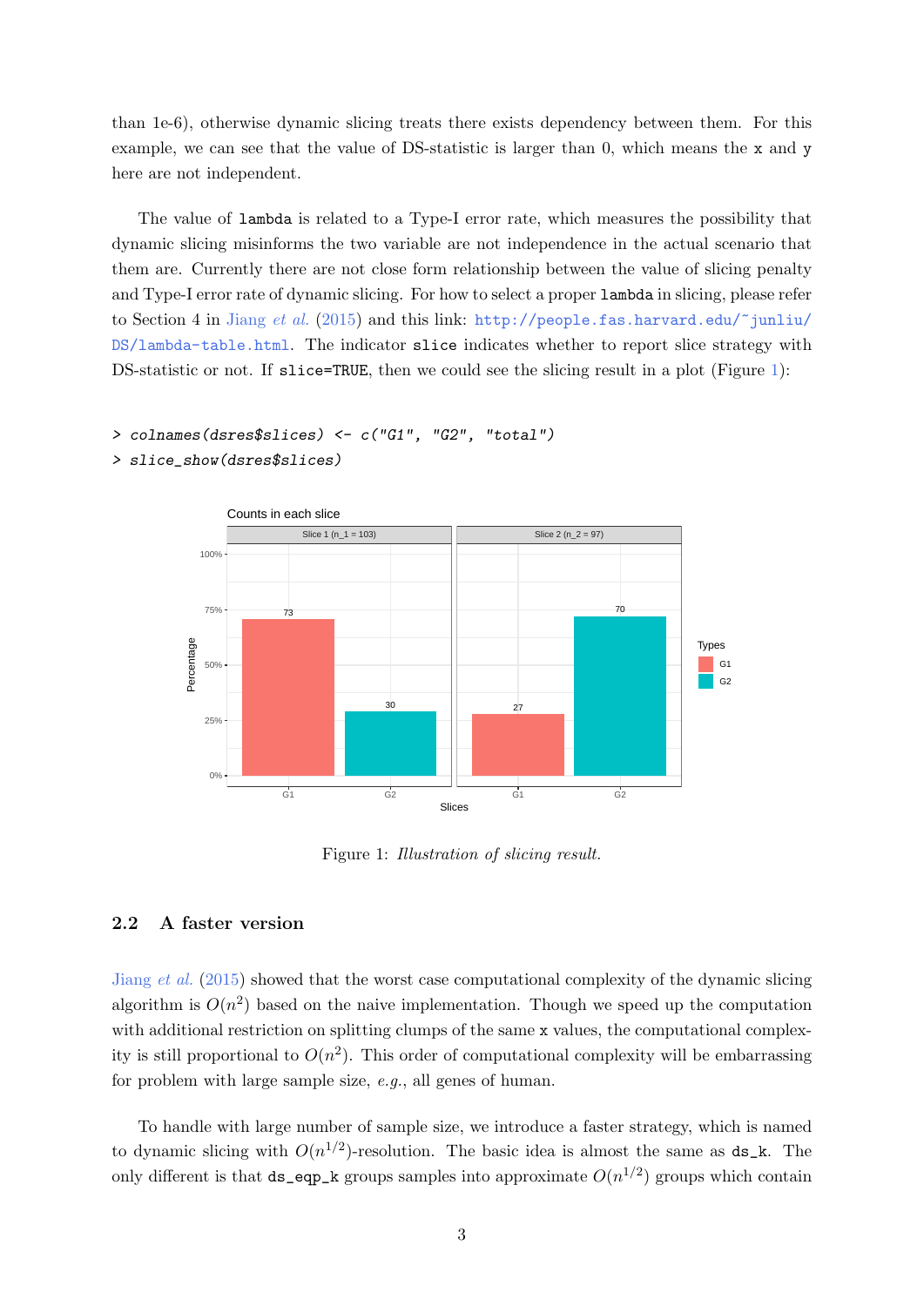than 1e-6), otherwise dynamic slicing treats there exists dependency between them. For this example, we can see that the value of DS-statistic is larger than 0, which means the x and y here are not independent.

The value of lambda is related to a Type-I error rate, which measures the possibility that dynamic slicing misinforms the two variable are not independence in the actual scenario that them are. Currently there are not close form relationship between the value of slicing penalty and Type-I error rate of dynamic slicing. For how to select a proper lambda in slicing, please refer to Section 4 in Jiang *et al.* (2015) and this link: http://people.fas.harvard.edu/~junliu/DS/lambda-table.html. The indicator slice indicates whether to report slice strategy with DS-statistic or not. If slice=TRUE, then we could see the slicing result in a plot (Figure 1):

```
> colnames(dsres$slices) <- c("G1", "G2", "total")
> slice_show(dsres$slices)
```

Figure 1: *Illustration of slicing result.*

## 2.2 A faster version

Jiang *et al.* (2015) showed that the worst case computational complexity of the dynamic slicing algorithm is $O(n^2)$ based on the naive implementation. Though we speed up the computation with additional restriction on splitting clumps of the same x values, the computational complexity is still proportional to $O(n^2)$. This order of computational complexity will be embarrassing for problem with large sample size, *e.g.*, all genes of human.

To handle with large number of sample size, we introduce a faster strategy, which is named to dynamic slicing with $O(n^{1/2})$-resolution. The basic idea is almost the same as ds_k. The only different is that ds_eqp_k groups samples into approximate $O(n^{1/2})$ groups which contain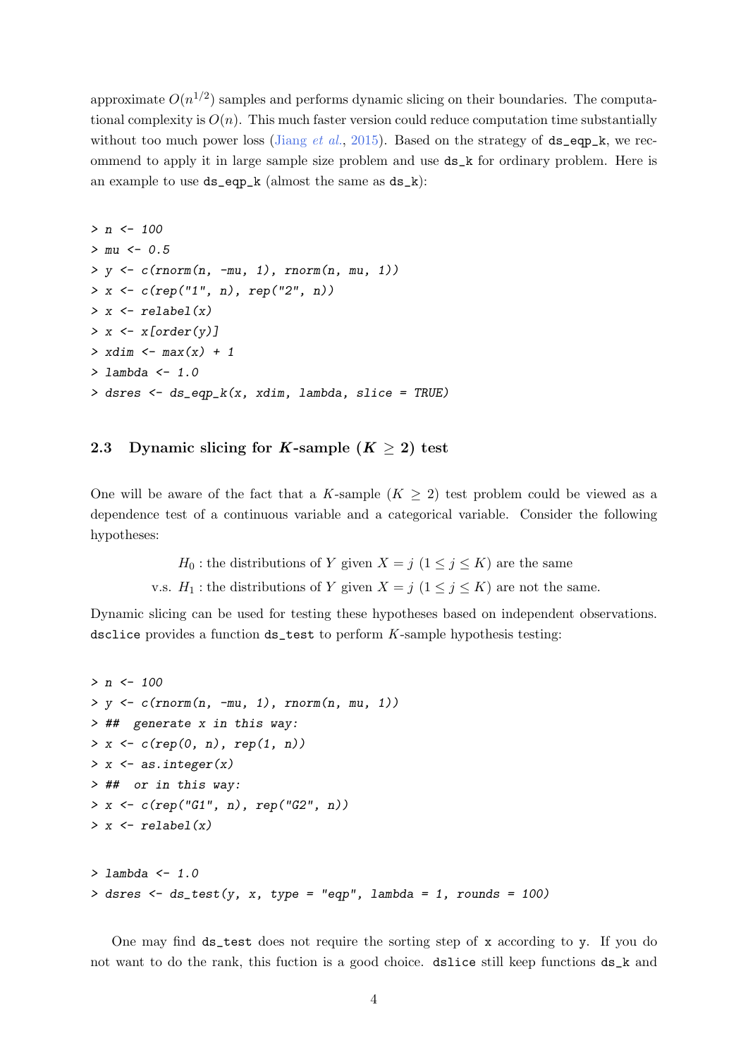approximate $O(n^{1/2})$ samples and performs dynamic slicing on their boundaries. The computational complexity is $O(n)$. This much faster version could reduce computation time substantially without too much power loss (Jiang *et al.*, 2015). Based on the strategy of ds_eqp_k, we recommend to apply it in large sample size problem and use ds_k for ordinary problem. Here is an example to use ds_eqp_k (almost the same as ds_k):

```
> n <- 100
> mu <- 0.5
> y <- c(rnorm(n, -mu, 1), rnorm(n, mu, 1))
> x <- c(rep("1", n), rep("2", n))
> x <- relabel(x)
> x <- x[order(y)]
> xdim <- max(x) + 1
> lambda <- 1.0
> dsres <- ds_eqp_k(x, xdim, lambda, slice = TRUE)
```

### 2.3 Dynamic slicing for $K$-sample ($K \geq 2$) test

One will be aware of the fact that a $K$-sample ($K \geq 2$) test problem could be viewed as a dependence test of a continuous variable and a categorical variable. Consider the following hypotheses:

$$
\begin{aligned}
H_0 &: \text{the distributions of } Y \text{ given } X = j \ (1 \leq j \leq K) \text{ are the same} \\
\text{v.s. } H_1 &: \text{the distributions of } Y \text{ given } X = j \ (1 \leq j \leq K) \text{ are not the same.}
\end{aligned}
$$

Dynamic slicing can be used for testing these hypotheses based on independent observations. dsclice provides a function ds_test to perform $K$-sample hypothesis testing:

```
> n <- 100
> y <- c(rnorm(n, -mu, 1), rnorm(n, mu, 1))
> ##  generate x in this way:
> x <- c(rep(0, n), rep(1, n))
> x <- as.integer(x)
> ##  or in this way:
> x <- c(rep("G1", n), rep("G2", n))
> x <- relabel(x)

> lambda <- 1.0
> dsres <- ds_test(y, x, type = "eqp", lambda = 1, rounds = 100)
```

One may find ds_test does not require the sorting step of x according to y. If you do not want to do the rank, this fuction is a good choice. dslice still keep functions ds_k and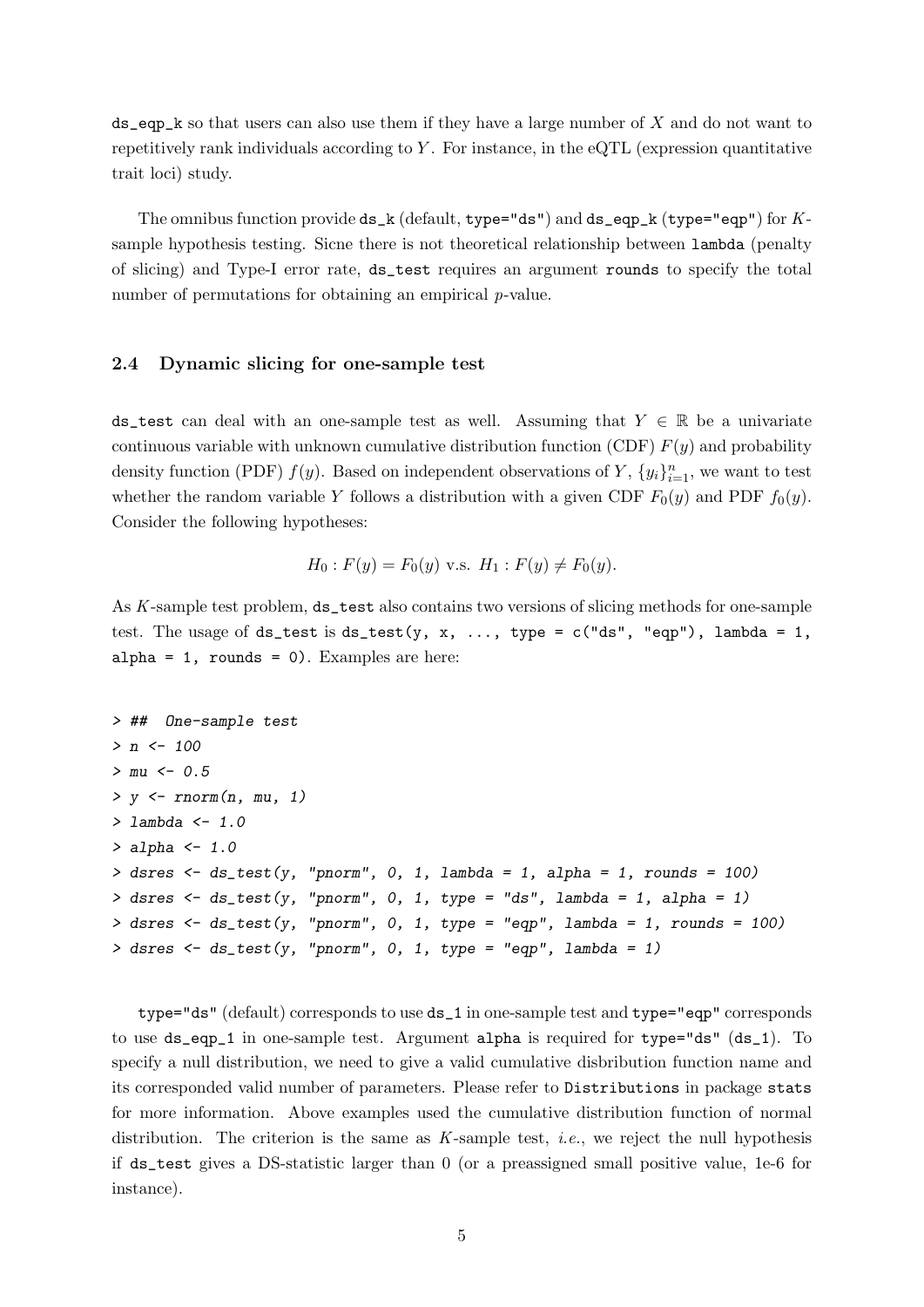`ds_eqp_k` so that users can also use them if they have a large number of $X$ and do not want to repetitively rank individuals according to $Y$. For instance, in the eQTL (expression quantitative trait loci) study.

The omnibus function provide `ds_k` (default, `type="ds"`) and `ds_eqp_k` (`type="eqp"`) for $K$-sample hypothesis testing. Sicne there is not theoretical relationship between `lambda` (penalty of slicing) and Type-I error rate, `ds_test` requires an argument `rounds` to specify the total number of permutations for obtaining an empirical $p$-value.

### 2.4 Dynamic slicing for one-sample test

`ds_test` can deal with an one-sample test as well. Assuming that $Y \in \mathbb{R}$ be a univariate continuous variable with unknown cumulative distribution function (CDF) $F(y)$ and probability density function (PDF) $f(y)$. Based on independent observations of $Y$, $\{y_i\}_{i=1}^n$, we want to test whether the random variable $Y$ follows a distribution with a given CDF $F_0(y)$ and PDF $f_0(y)$. Consider the following hypotheses:

$$H_0 : F(y) = F_0(y) \text{ v.s. } H_1 : F(y) \neq F_0(y).$$

As $K$-sample test problem, `ds_test` also contains two versions of slicing methods for one-sample test. The usage of `ds_test` is `ds_test(y, x, ..., type = c("ds", "eqp"), lambda = 1, alpha = 1, rounds = 0)`. Examples are here:

```
> ##  One-sample test
> n <- 100
> mu <- 0.5
> y <- rnorm(n, mu, 1)
> lambda <- 1.0
> alpha <- 1.0
> dsres <- ds_test(y, "pnorm", 0, 1, lambda = 1, alpha = 1, rounds = 100)
> dsres <- ds_test(y, "pnorm", 0, 1, type = "ds", lambda = 1, alpha = 1)
> dsres <- ds_test(y, "pnorm", 0, 1, type = "eqp", lambda = 1, rounds = 100)
> dsres <- ds_test(y, "pnorm", 0, 1, type = "eqp", lambda = 1)
```

`type="ds"` (default) corresponds to use `ds_1` in one-sample test and `type="eqp"` corresponds to use `ds_eqp_1` in one-sample test. Argument `alpha` is required for `type="ds"` (`ds_1`). To specify a null distribution, we need to give a valid cumulative disbribution function name and its corresponded valid number of parameters. Please refer to `Distributions` in package `stats` for more information. Above examples used the cumulative distribution function of normal distribution. The criterion is the same as $K$-sample test, *i.e.*, we reject the null hypothesis if `ds_test` gives a DS-statistic larger than 0 (or a preassigned small positive value, 1e-6 for instance).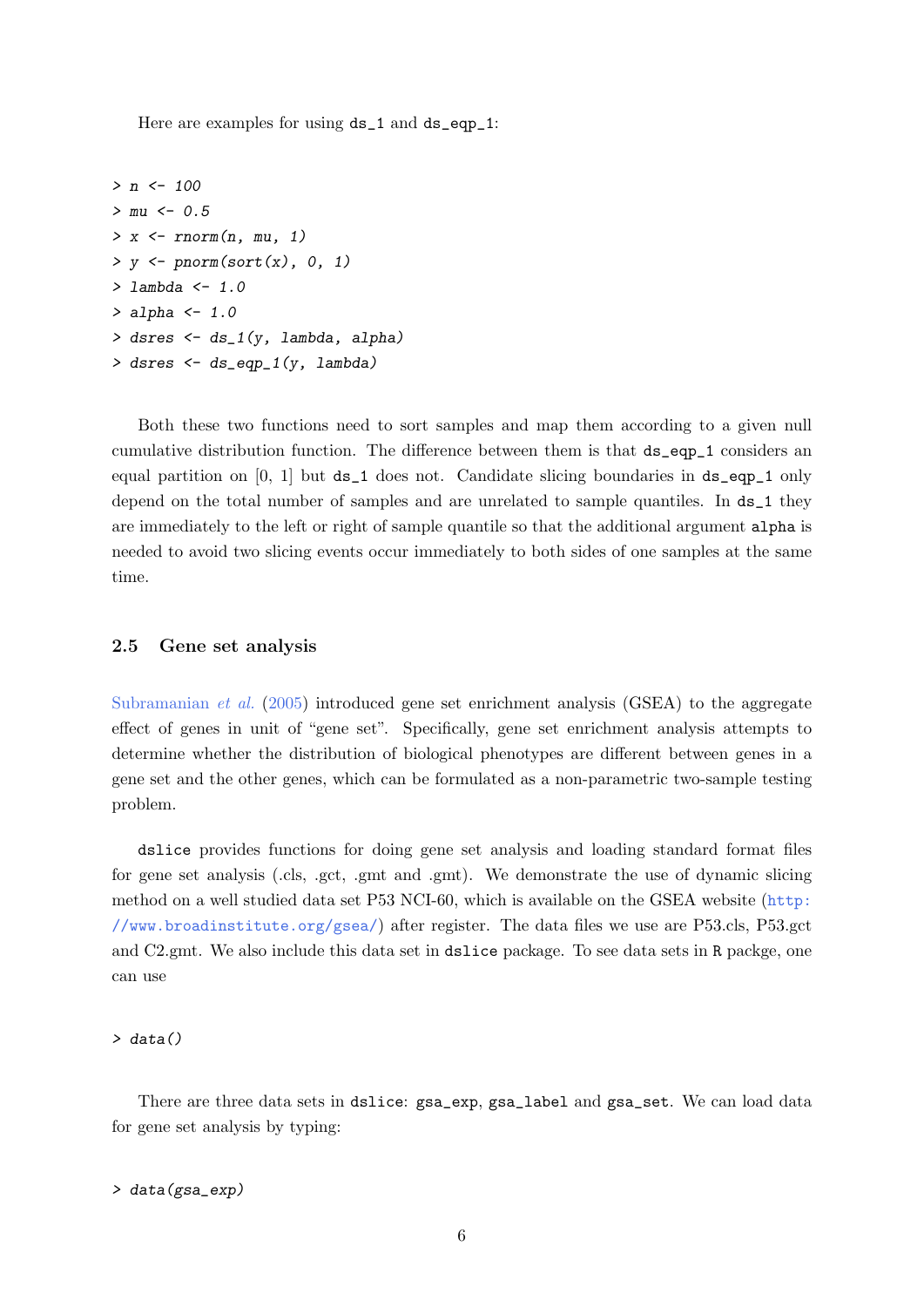Here are examples for using ds_1 and ds_eqp_1:

```
> n <- 100
> mu <- 0.5
> x <- rnorm(n, mu, 1)
> y <- pnorm(sort(x), 0, 1)
> lambda <- 1.0
> alpha <- 1.0
> dsres <- ds_1(y, lambda, alpha)
> dsres <- ds_eqp_1(y, lambda)
```

Both these two functions need to sort samples and map them according to a given null cumulative distribution function. The difference between them is that ds_eqp_1 considers an equal partition on [0, 1] but ds_1 does not. Candidate slicing boundaries in ds_eqp_1 only depend on the total number of samples and are unrelated to sample quantiles. In ds_1 they are immediately to the left or right of sample quantile so that the additional argument alpha is needed to avoid two slicing events occur immediately to both sides of one samples at the same time.

### 2.5 Gene set analysis

Subramanian *et al.* (2005) introduced gene set enrichment analysis (GSEA) to the aggregate effect of genes in unit of "gene set". Specifically, gene set enrichment analysis attempts to determine whether the distribution of biological phenotypes are different between genes in a gene set and the other genes, which can be formulated as a non-parametric two-sample testing problem.

dslice provides functions for doing gene set analysis and loading standard format files for gene set analysis (.cls, .gct, .gmt and .gmt). We demonstrate the use of dynamic slicing method on a well studied data set P53 NCI-60, which is available on the GSEA website (http://www.broadinstitute.org/gsea/) after register. The data files we use are P53.cls, P53.gct and C2.gmt. We also include this data set in dslice package. To see data sets in R packge, one can use

```
> data()
```

There are three data sets in dslice: gsa_exp, gsa_label and gsa_set. We can load data for gene set analysis by typing:

```
> data(gsa_exp)
```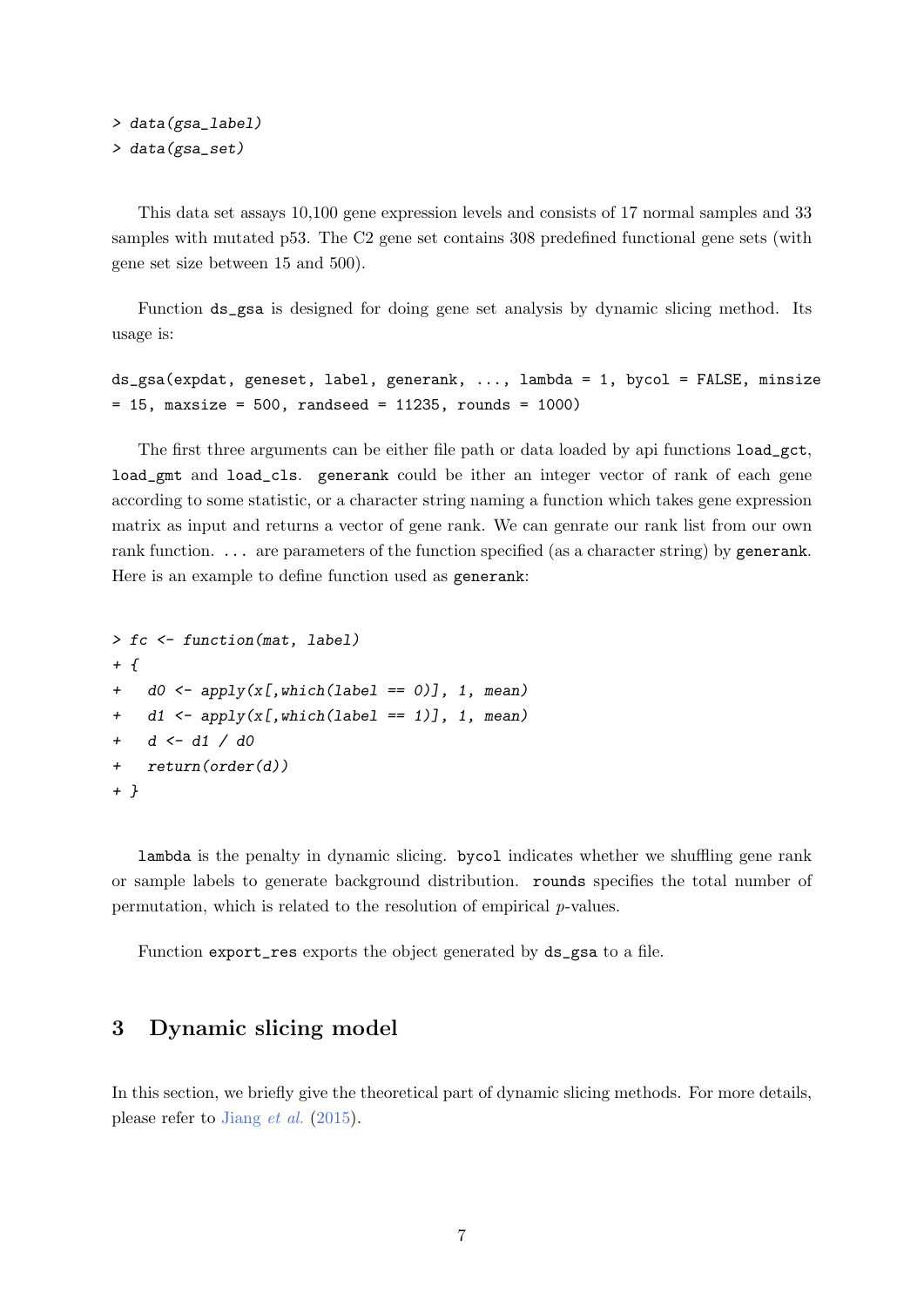```
> data(gsa_label)
> data(gsa_set)
```

This data set assays 10,100 gene expression levels and consists of 17 normal samples and 33 samples with mutated p53. The C2 gene set contains 308 predefined functional gene sets (with gene set size between 15 and 500).

Function `ds_gsa` is designed for doing gene set analysis by dynamic slicing method. Its usage is:

```
ds_gsa(expdat, geneset, label, generank, ..., lambda = 1, bycol = FALSE, minsize
= 15, maxsize = 500, randseed = 11235, rounds = 1000)
```

The first three arguments can be either file path or data loaded by api functions `load_gct`, `load_gmt` and `load_cls`. `generank` could be ither an integer vector of rank of each gene according to some statistic, or a character string naming a function which takes gene expression matrix as input and returns a vector of gene rank. We can genrate our rank list from our own rank function. `...` are parameters of the function specified (as a character string) by `generank`. Here is an example to define function used as `generank`:

```
> fc <- function(mat, label)
+ {
+   d0 <- apply(x[,which(label == 0)], 1, mean)
+   d1 <- apply(x[,which(label == 1)], 1, mean)
+   d <- d1 / d0
+   return(order(d))
+ }
```

`lambda` is the penalty in dynamic slicing. `bycol` indicates whether we shuffling gene rank or sample labels to generate background distribution. `rounds` specifies the total number of permutation, which is related to the resolution of empirical $p$-values.

Function `export_res` exports the object generated by `ds_gsa` to a file.

## 3 Dynamic slicing model

In this section, we briefly give the theoretical part of dynamic slicing methods. For more details, please refer to Jiang *et al.* (2015).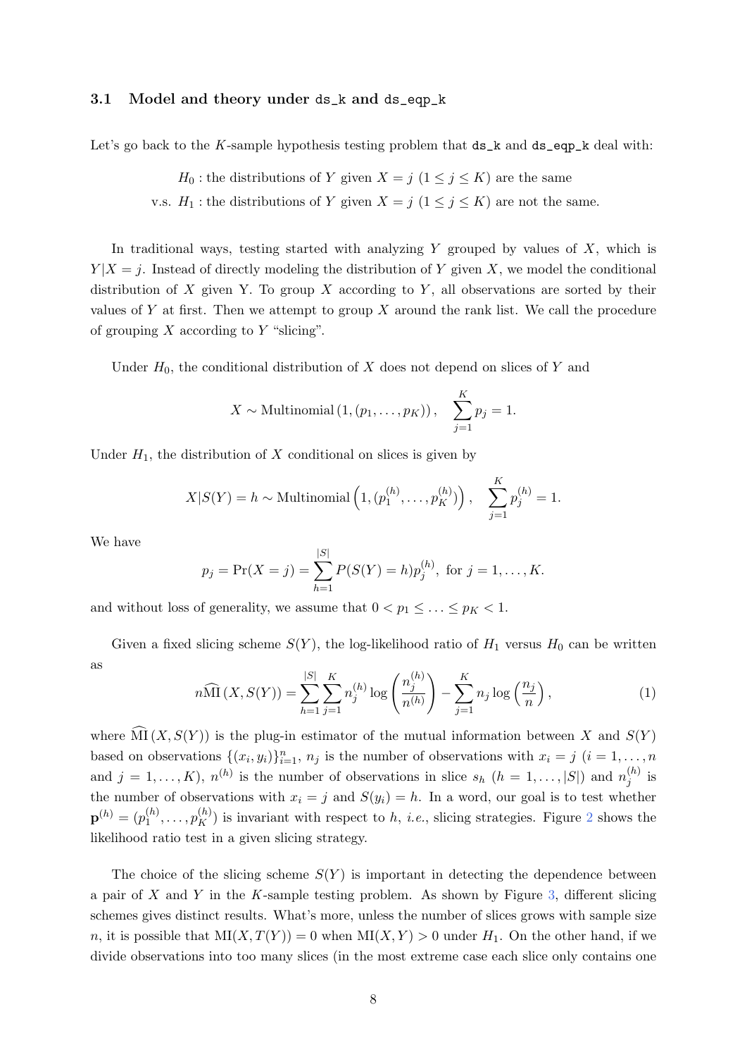### 3.1 Model and theory under `ds_k` and `ds_eqp_k`

Let's go back to the $K$-sample hypothesis testing problem that `ds_k` and `ds_eqp_k` deal with:

$$
\begin{aligned}
&H_0 : \text{the distributions of } Y \text{ given } X = j \ (1 \le j \le K) \text{ are the same} \\
\text{v.s. } &H_1 : \text{the distributions of } Y \text{ given } X = j \ (1 \le j \le K) \text{ are not the same.}
\end{aligned}
$$

In traditional ways, testing started with analyzing $Y$ grouped by values of $X$, which is $Y|X = j$. Instead of directly modeling the distribution of $Y$ given $X$, we model the conditional distribution of $X$ given Y. To group $X$ according to $Y$, all observations are sorted by their values of $Y$ at first. Then we attempt to group $X$ around the rank list. We call the procedure of grouping $X$ according to $Y$ "slicing".

Under $H_0$, the conditional distribution of $X$ does not depend on slices of $Y$ and

$$
X \sim \text{Multinomial}\left(1, (p_1, \ldots, p_K)\right), \quad \sum_{j=1}^{K} p_j = 1.
$$

Under $H_1$, the distribution of $X$ conditional on slices is given by

$$
X|S(Y) = h \sim \text{Multinomial}\left(1, (p_1^{(h)}, \ldots, p_K^{(h)})\right), \quad \sum_{j=1}^{K} p_j^{(h)} = 1.
$$

We have

$$
p_j = \Pr(X = j) = \sum_{h=1}^{|S|} P(S(Y) = h) p_j^{(h)}, \text{ for } j = 1, \ldots, K.
$$

and without loss of generality, we assume that $0 < p_1 \le \ldots \le p_K < 1$.

Given a fixed slicing scheme $S(Y)$, the log-likelihood ratio of $H_1$ versus $H_0$ can be written as

$$
n\widehat{\text{MI}}\left(X, S(Y)\right) = \sum_{h=1}^{|S|} \sum_{j=1}^{K} n_j^{(h)} \log\left(\frac{n_j^{(h)}}{n^{(h)}}\right) - \sum_{j=1}^{K} n_j \log\left(\frac{n_j}{n}\right), \tag{1}
$$

where $\widehat{\text{MI}}\left(X, S(Y)\right)$ is the plug-in estimator of the mutual information between $X$ and $S(Y)$ based on observations $\{(x_i, y_i)\}_{i=1}^{n}$, $n_j$ is the number of observations with $x_i = j$ ($i = 1, \ldots, n$ and $j = 1, \ldots, K$), $n^{(h)}$ is the number of observations in slice $s_h$ ($h = 1, \ldots, |S|$) and $n_j^{(h)}$ is the number of observations with $x_i = j$ and $S(y_i) = h$. In a word, our goal is to test whether $\mathbf{p}^{(h)} = (p_1^{(h)}, \ldots, p_K^{(h)})$ is invariant with respect to $h$, *i.e.*, slicing strategies. Figure 2 shows the likelihood ratio test in a given slicing strategy.

The choice of the slicing scheme $S(Y)$ is important in detecting the dependence between a pair of $X$ and $Y$ in the $K$-sample testing problem. As shown by Figure 3, different slicing schemes gives distinct results. What's more, unless the number of slices grows with sample size $n$, it is possible that $\text{MI}(X, T(Y)) = 0$ when $\text{MI}(X, Y) > 0$ under $H_1$. On the other hand, if we divide observations into too many slices (in the most extreme case each slice only contains one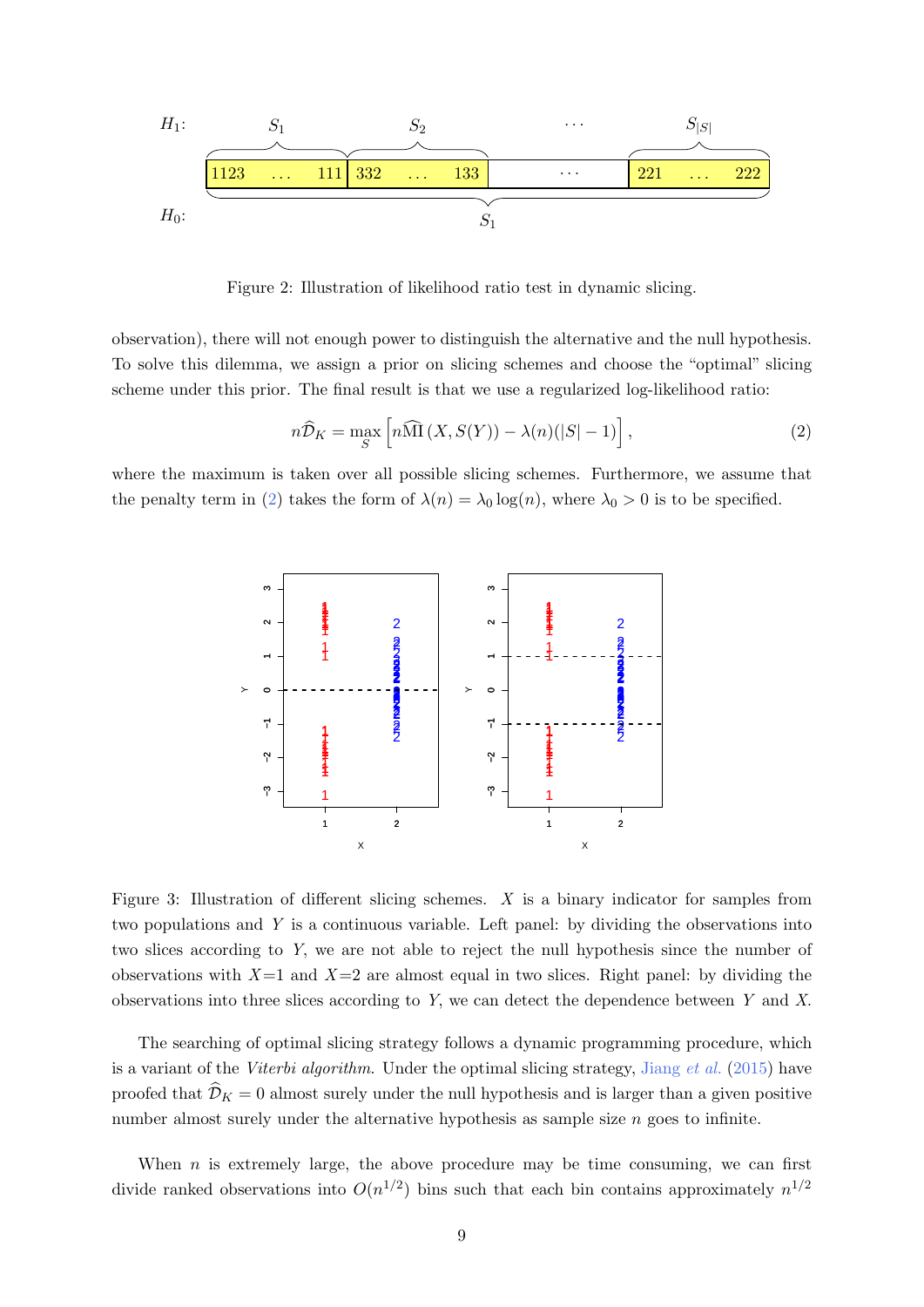Figure 2: Illustration of likelihood ratio test in dynamic slicing.

observation), there will not enough power to distinguish the alternative and the null hypothesis. To solve this dilemma, we assign a prior on slicing schemes and choose the "optimal" slicing scheme under this prior. The final result is that we use a regularized log-likelihood ratio:

$$n\widehat{\mathcal{D}}_K = \max_{S} \left[ n\widehat{\mathrm{MI}}\left(X, S(Y)\right) - \lambda(n)(|S| - 1) \right], \tag{2}$$

where the maximum is taken over all possible slicing schemes. Furthermore, we assume that the penalty term in (2) takes the form of $\lambda(n) = \lambda_0 \log(n)$, where $\lambda_0 > 0$ is to be specified.

Figure 3: Illustration of different slicing schemes. $X$ is a binary indicator for samples from two populations and $Y$ is a continuous variable. Left panel: by dividing the observations into two slices according to $Y$, we are not able to reject the null hypothesis since the number of observations with $X$=1 and $X$=2 are almost equal in two slices. Right panel: by dividing the observations into three slices according to $Y$, we can detect the dependence between $Y$ and $X$.

The searching of optimal slicing strategy follows a dynamic programming procedure, which is a variant of the *Viterbi algorithm*. Under the optimal slicing strategy, Jiang *et al.* (2015) have proofed that $\widehat{\mathcal{D}}_K = 0$ almost surely under the null hypothesis and is larger than a given positive number almost surely under the alternative hypothesis as sample size $n$ goes to infinite.

When $n$ is extremely large, the above procedure may be time consuming, we can first divide ranked observations into $O(n^{1/2})$ bins such that each bin contains approximately $n^{1/2}$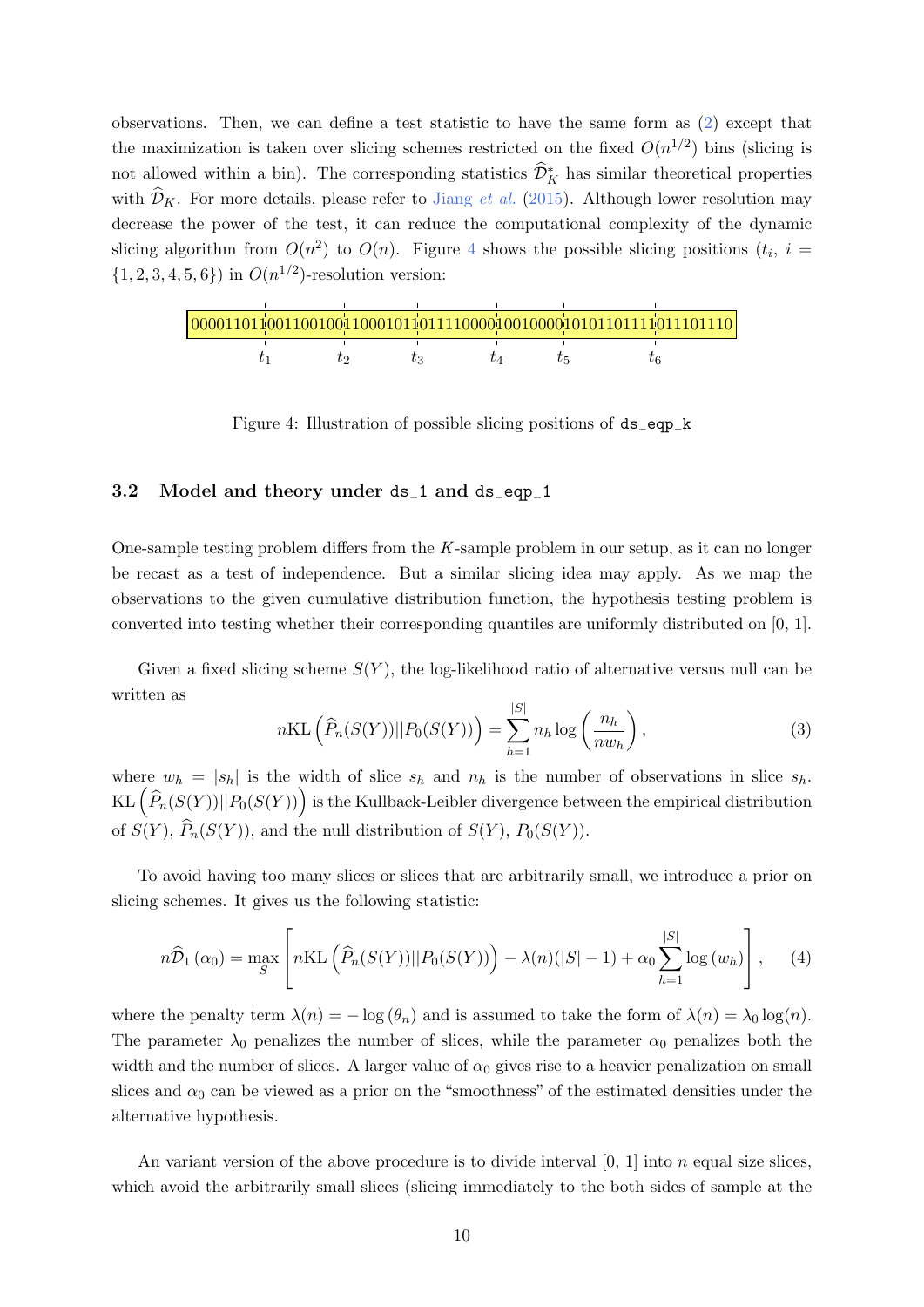observations. Then, we can define a test statistic to have the same form as (2) except that the maximization is taken over slicing schemes restricted on the fixed $O(n^{1/2})$ bins (slicing is not allowed within a bin). The corresponding statistics $\widehat{\mathcal{D}}_K^*$ has similar theoretical properties with $\widehat{\mathcal{D}}_K$. For more details, please refer to Jiang *et al.* (2015). Although lower resolution may decrease the power of the test, it can reduce the computational complexity of the dynamic slicing algorithm from $O(n^2)$ to $O(n)$. Figure 4 shows the possible slicing positions ($t_i$, $i = \{1, 2, 3, 4, 5, 6\}$) in $O(n^{1/2})$-resolution version:

```
000011011|001100100|110001011|011110000|1001000|0|10101101111|011101110
         t1        t2        t3        t4       t5           t6
```

Figure 4: Illustration of possible slicing positions of `ds_eqp_k`

### 3.2 Model and theory under `ds_1` and `ds_eqp_1`

One-sample testing problem differs from the $K$-sample problem in our setup, as it can no longer be recast as a test of independence. But a similar slicing idea may apply. As we map the observations to the given cumulative distribution function, the hypothesis testing problem is converted into testing whether their corresponding quantiles are uniformly distributed on [0, 1].

Given a fixed slicing scheme $S(Y)$, the log-likelihood ratio of alternative versus null can be written as

$$n\text{KL}\left(\widehat{P}_n(S(Y))||P_0(S(Y))\right) = \sum_{h=1}^{|S|} n_h \log\left(\frac{n_h}{nw_h}\right), \tag{3}$$

where $w_h = |s_h|$ is the width of slice $s_h$ and $n_h$ is the number of observations in slice $s_h$. $\text{KL}\left(\widehat{P}_n(S(Y))||P_0(S(Y))\right)$ is the Kullback-Leibler divergence between the empirical distribution of $S(Y)$, $\widehat{P}_n(S(Y))$, and the null distribution of $S(Y)$, $P_0(S(Y))$.

To avoid having too many slices or slices that are arbitrarily small, we introduce a prior on slicing schemes. It gives us the following statistic:

$$n\widehat{\mathcal{D}}_1(\alpha_0) = \max_S \left[n\text{KL}\left(\widehat{P}_n(S(Y))||P_0(S(Y))\right) - \lambda(n)(|S|-1) + \alpha_0 \sum_{h=1}^{|S|} \log(w_h)\right], \tag{4}$$

where the penalty term $\lambda(n) = -\log(\theta_n)$ and is assumed to take the form of $\lambda(n) = \lambda_0 \log(n)$. The parameter $\lambda_0$ penalizes the number of slices, while the parameter $\alpha_0$ penalizes both the width and the number of slices. A larger value of $\alpha_0$ gives rise to a heavier penalization on small slices and $\alpha_0$ can be viewed as a prior on the "smoothness" of the estimated densities under the alternative hypothesis.

An variant version of the above procedure is to divide interval [0, 1] into $n$ equal size slices, which avoid the arbitrarily small slices (slicing immediately to the both sides of sample at the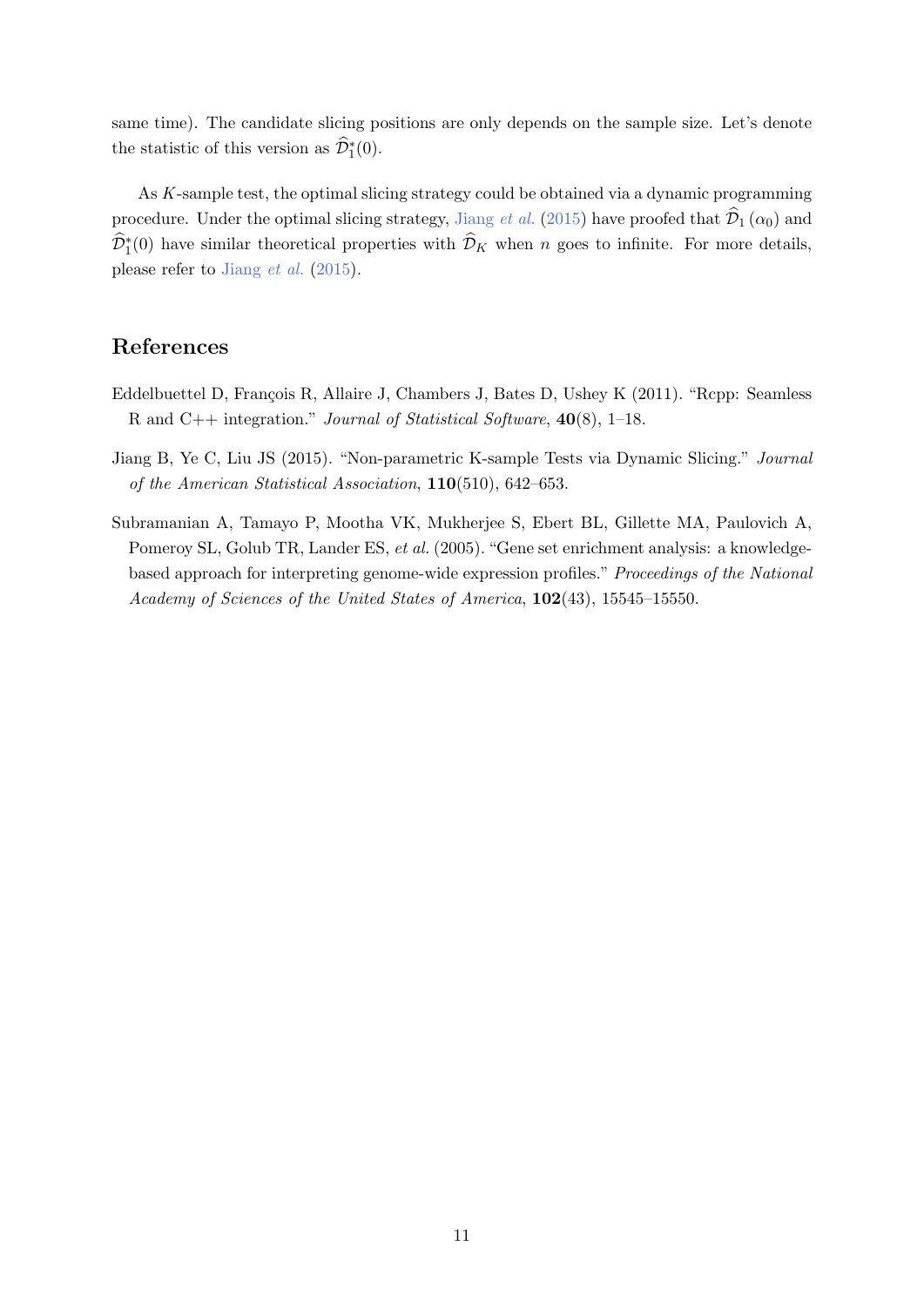same time). The candidate slicing positions are only depends on the sample size. Let's denote the statistic of this version as $\widehat{\mathcal{D}}_1^*(0)$.

As $K$-sample test, the optimal slicing strategy could be obtained via a dynamic programming procedure. Under the optimal slicing strategy, Jiang *et al.* (2015) have proofed that $\widehat{\mathcal{D}}_1(\alpha_0)$ and $\widehat{\mathcal{D}}_1^*(0)$ have similar theoretical properties with $\widehat{\mathcal{D}}_K$ when $n$ goes to infinite. For more details, please refer to Jiang *et al.* (2015).

## References

Eddelbuettel D, François R, Allaire J, Chambers J, Bates D, Ushey K (2011). "Rcpp: Seamless R and C++ integration." *Journal of Statistical Software*, **40**(8), 1–18.

Jiang B, Ye C, Liu JS (2015). "Non-parametric K-sample Tests via Dynamic Slicing." *Journal of the American Statistical Association*, **110**(510), 642–653.

Subramanian A, Tamayo P, Mootha VK, Mukherjee S, Ebert BL, Gillette MA, Paulovich A, Pomeroy SL, Golub TR, Lander ES, *et al.* (2005). "Gene set enrichment analysis: a knowledge-based approach for interpreting genome-wide expression profiles." *Proceedings of the National Academy of Sciences of the United States of America*, **102**(43), 15545–15550.